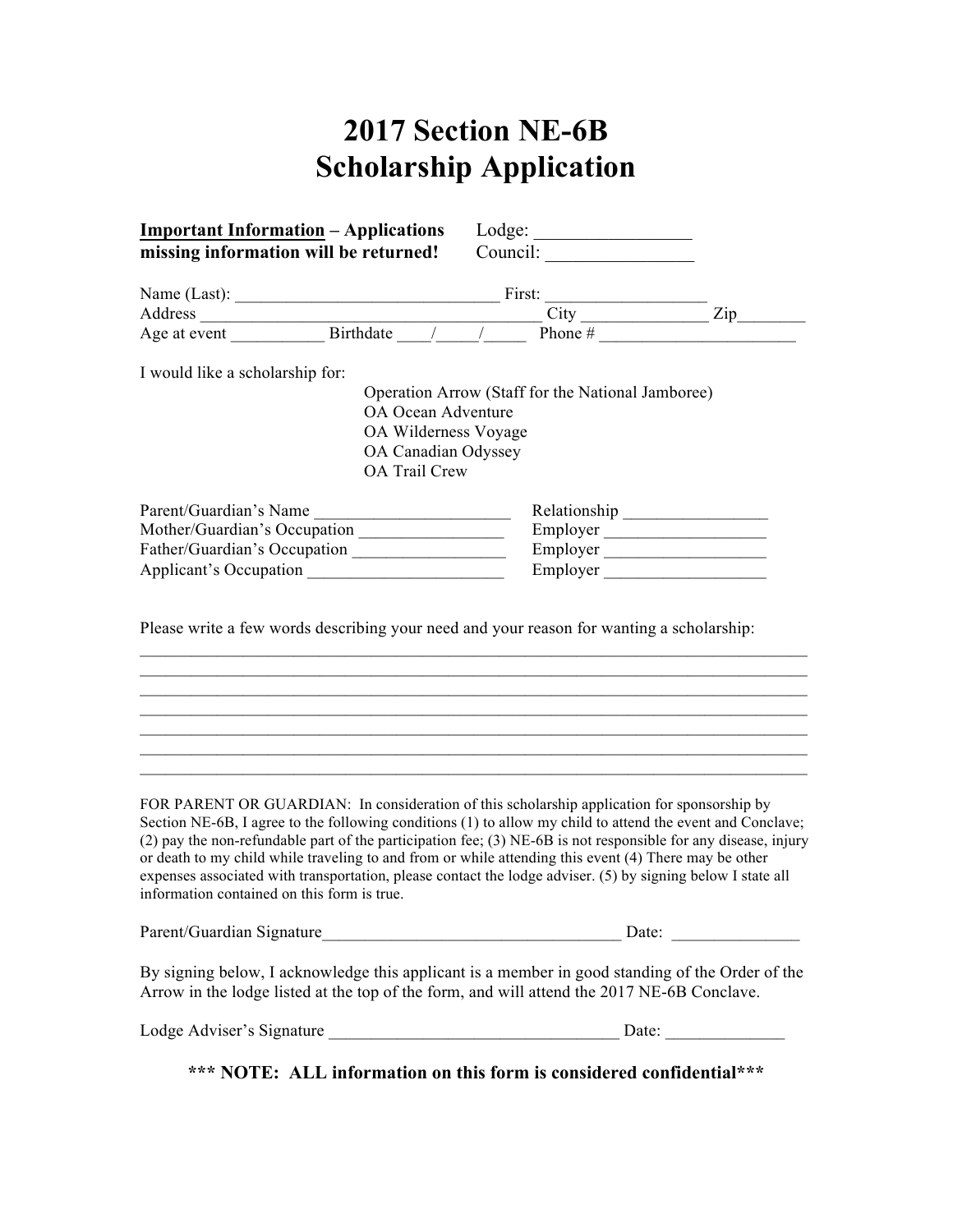# 2017 Section NE-6B
# Scholarship Application

**Important Information – Applications missing information will be returned!**

Lodge: ________________
Council: ________________

Name (Last): ______________________________ First: __________________
Address ________________________________________ City ______________ Zip________
Age at event __________ Birthdate ____/_____/_____ Phone # ______________________

I would like a scholarship for:

- Operation Arrow (Staff for the National Jamboree)
- OA Ocean Adventure
- OA Wilderness Voyage
- OA Canadian Odyssey
- OA Trail Crew

Parent/Guardian's Name ______________________ Relationship ________________
Mother/Guardian's Occupation ________________ Employer __________________
Father/Guardian's Occupation ________________ Employer __________________
Applicant's Occupation ______________________ Employer __________________

Please write a few words describing your need and your reason for wanting a scholarship:

______________________________________________________________________________
______________________________________________________________________________
______________________________________________________________________________
______________________________________________________________________________
______________________________________________________________________________
______________________________________________________________________________
______________________________________________________________________________

FOR PARENT OR GUARDIAN: In consideration of this scholarship application for sponsorship by Section NE-6B, I agree to the following conditions (1) to allow my child to attend the event and Conclave; (2) pay the non-refundable part of the participation fee; (3) NE-6B is not responsible for any disease, injury or death to my child while traveling to and from or while attending this event (4) There may be other expenses associated with transportation, please contact the lodge adviser. (5) by signing below I state all information contained on this form is true.

Parent/Guardian Signature__________________________________ Date: ______________

By signing below, I acknowledge this applicant is a member in good standing of the Order of the Arrow in the lodge listed at the top of the form, and will attend the 2017 NE-6B Conclave.

Lodge Adviser's Signature _________________________________ Date: _____________

**\*\*\* NOTE: ALL information on this form is considered confidential\*\*\***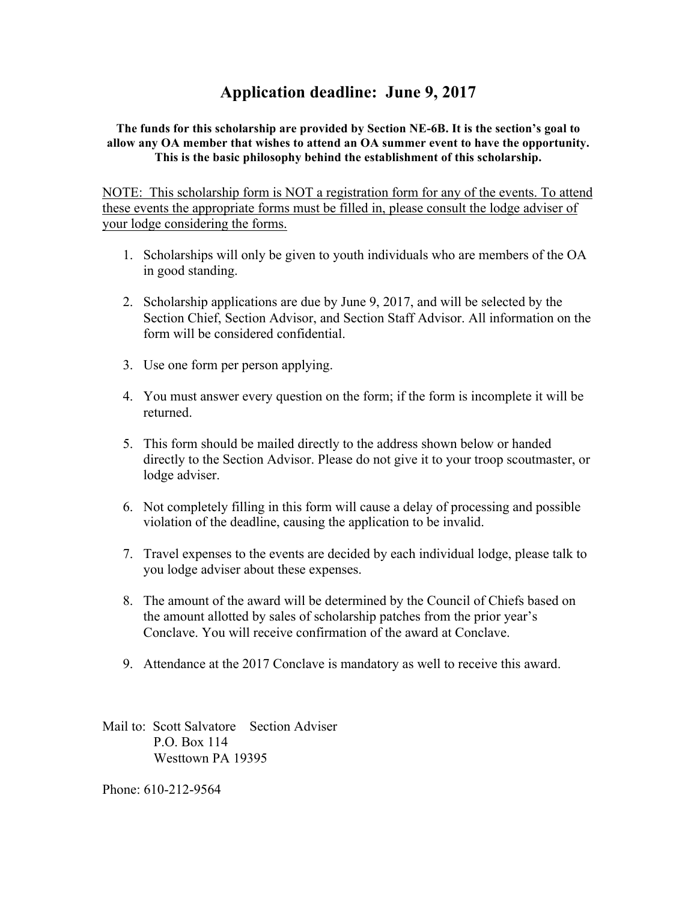# Application deadline: June 9, 2017

**The funds for this scholarship are provided by Section NE-6B. It is the section's goal to allow any OA member that wishes to attend an OA summer event to have the opportunity. This is the basic philosophy behind the establishment of this scholarship.**

<u>NOTE: This scholarship form is NOT a registration form for any of the events. To attend these events the appropriate forms must be filled in, please consult the lodge adviser of your lodge considering the forms.</u>

1. Scholarships will only be given to youth individuals who are members of the OA in good standing.

2. Scholarship applications are due by June 9, 2017, and will be selected by the Section Chief, Section Advisor, and Section Staff Advisor. All information on the form will be considered confidential.

3. Use one form per person applying.

4. You must answer every question on the form; if the form is incomplete it will be returned.

5. This form should be mailed directly to the address shown below or handed directly to the Section Advisor. Please do not give it to your troop scoutmaster, or lodge adviser.

6. Not completely filling in this form will cause a delay of processing and possible violation of the deadline, causing the application to be invalid.

7. Travel expenses to the events are decided by each individual lodge, please talk to you lodge adviser about these expenses.

8. The amount of the award will be determined by the Council of Chiefs based on the amount allotted by sales of scholarship patches from the prior year's Conclave. You will receive confirmation of the award at Conclave.

9. Attendance at the 2017 Conclave is mandatory as well to receive this award.

Mail to: Scott Salvatore Section Adviser
P.O. Box 114
Westtown PA 19395

Phone: 610-212-9564